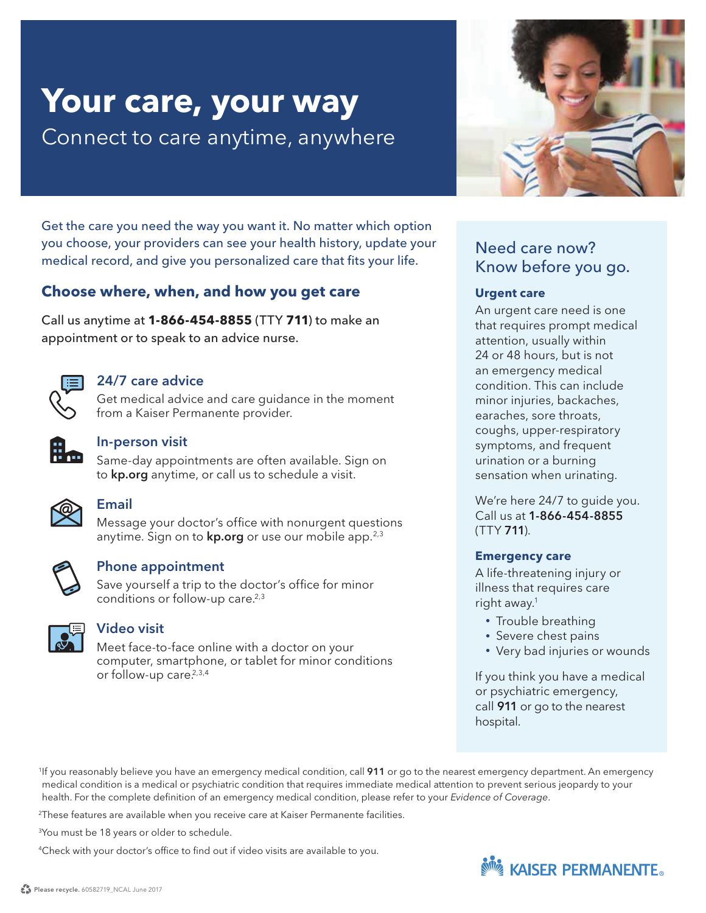# Your care, your way

Connect to care anytime, anywhere

Get the care you need the way you want it. No matter which option you choose, your providers can see your health history, update your medical record, and give you personalized care that fits your life.

## Choose where, when, and how you get care

Call us anytime at **1-866-454-8855** (TTY **711**) to make an appointment or to speak to an advice nurse.

### 24/7 care advice

Get medical advice and care guidance in the moment from a Kaiser Permanente provider.

### In-person visit

Same-day appointments are often available. Sign on to **kp.org** anytime, or call us to schedule a visit.

### Email

Message your doctor's office with nonurgent questions anytime. Sign on to **kp.org** or use our mobile app.[2,3]

### Phone appointment

Save yourself a trip to the doctor's office for minor conditions or follow-up care.[2,3]

### Video visit

Meet face-to-face online with a doctor on your computer, smartphone, or tablet for minor conditions or follow-up care.[2,3,4]

## Need care now? Know before you go.

### Urgent care

An urgent care need is one that requires prompt medical attention, usually within 24 or 48 hours, but is not an emergency medical condition. This can include minor injuries, backaches, earaches, sore throats, coughs, upper-respiratory symptoms, and frequent urination or a burning sensation when urinating.

We're here 24/7 to guide you. Call us at **1-866-454-8855** (TTY **711**).

### Emergency care

A life-threatening injury or illness that requires care right away.[1]

- Trouble breathing
- Severe chest pains
- Very bad injuries or wounds

If you think you have a medical or psychiatric emergency, call **911** or go to the nearest hospital.

[1]If you reasonably believe you have an emergency medical condition, call **911** or go to the nearest emergency department. An emergency medical condition is a medical or psychiatric condition that requires immediate medical attention to prevent serious jeopardy to your health. For the complete definition of an emergency medical condition, please refer to your *Evidence of Coverage*.

[2]These features are available when you receive care at Kaiser Permanente facilities.

[3]You must be 18 years or older to schedule.

[4]Check with your doctor's office to find out if video visits are available to you.

KAISER PERMANENTE®

**Please recycle.** 60582719_NCAL June 2017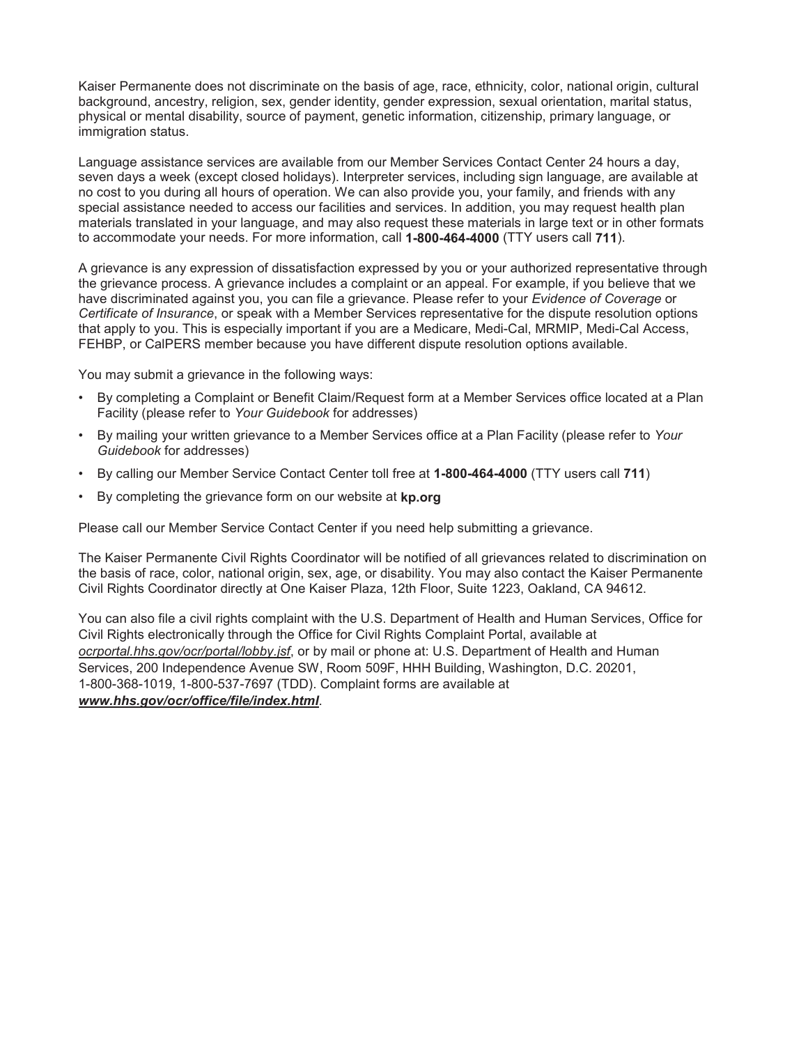Kaiser Permanente does not discriminate on the basis of age, race, ethnicity, color, national origin, cultural background, ancestry, religion, sex, gender identity, gender expression, sexual orientation, marital status, physical or mental disability, source of payment, genetic information, citizenship, primary language, or immigration status.

Language assistance services are available from our Member Services Contact Center 24 hours a day, seven days a week (except closed holidays). Interpreter services, including sign language, are available at no cost to you during all hours of operation. We can also provide you, your family, and friends with any special assistance needed to access our facilities and services. In addition, you may request health plan materials translated in your language, and may also request these materials in large text or in other formats to accommodate your needs. For more information, call **1-800-464-4000** (TTY users call **711**).

A grievance is any expression of dissatisfaction expressed by you or your authorized representative through the grievance process. A grievance includes a complaint or an appeal. For example, if you believe that we have discriminated against you, you can file a grievance. Please refer to your *Evidence of Coverage* or *Certificate of Insurance*, or speak with a Member Services representative for the dispute resolution options that apply to you. This is especially important if you are a Medicare, Medi-Cal, MRMIP, Medi-Cal Access, FEHBP, or CalPERS member because you have different dispute resolution options available.

You may submit a grievance in the following ways:

- By completing a Complaint or Benefit Claim/Request form at a Member Services office located at a Plan Facility (please refer to *Your Guidebook* for addresses)
- By mailing your written grievance to a Member Services office at a Plan Facility (please refer to *Your Guidebook* for addresses)
- By calling our Member Service Contact Center toll free at **1-800-464-4000** (TTY users call **711**)
- By completing the grievance form on our website at **kp.org**

Please call our Member Service Contact Center if you need help submitting a grievance.

The Kaiser Permanente Civil Rights Coordinator will be notified of all grievances related to discrimination on the basis of race, color, national origin, sex, age, or disability. You may also contact the Kaiser Permanente Civil Rights Coordinator directly at One Kaiser Plaza, 12th Floor, Suite 1223, Oakland, CA 94612.

You can also file a civil rights complaint with the U.S. Department of Health and Human Services, Office for Civil Rights electronically through the Office for Civil Rights Complaint Portal, available at *ocrportal.hhs.gov/ocr/portal/lobby.jsf*, or by mail or phone at: U.S. Department of Health and Human Services, 200 Independence Avenue SW, Room 509F, HHH Building, Washington, D.C. 20201, 1-800-368-1019, 1-800-537-7697 (TDD). Complaint forms are available at ***www.hhs.gov/ocr/office/file/index.html***.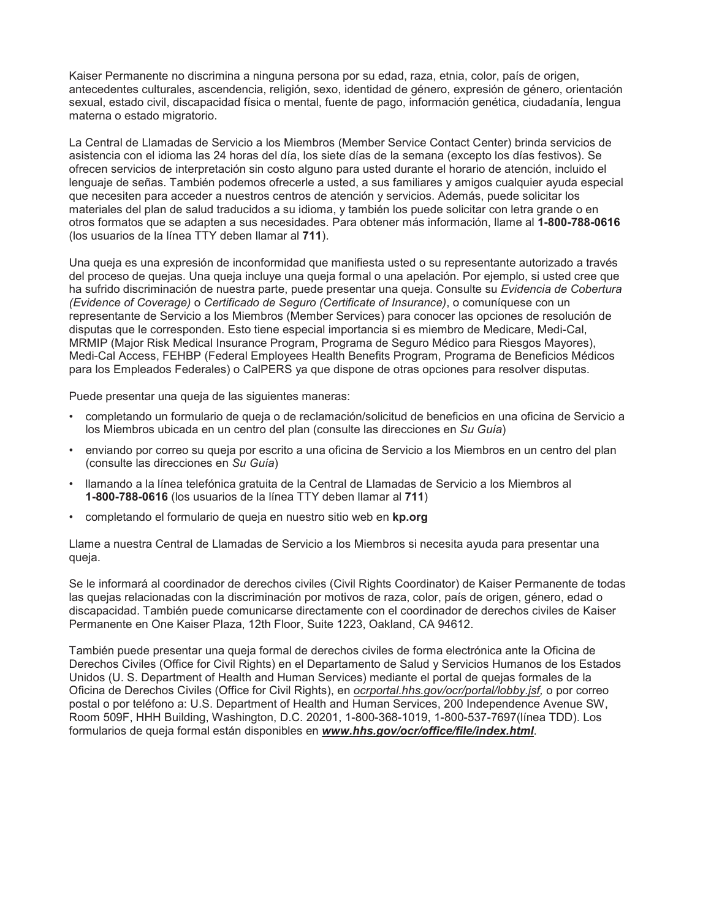Kaiser Permanente no discrimina a ninguna persona por su edad, raza, etnia, color, país de origen, antecedentes culturales, ascendencia, religión, sexo, identidad de género, expresión de género, orientación sexual, estado civil, discapacidad física o mental, fuente de pago, información genética, ciudadanía, lengua materna o estado migratorio.

La Central de Llamadas de Servicio a los Miembros (Member Service Contact Center) brinda servicios de asistencia con el idioma las 24 horas del día, los siete días de la semana (excepto los días festivos). Se ofrecen servicios de interpretación sin costo alguno para usted durante el horario de atención, incluido el lenguaje de señas. También podemos ofrecerle a usted, a sus familiares y amigos cualquier ayuda especial que necesiten para acceder a nuestros centros de atención y servicios. Además, puede solicitar los materiales del plan de salud traducidos a su idioma, y también los puede solicitar con letra grande o en otros formatos que se adapten a sus necesidades. Para obtener más información, llame al **1-800-788-0616** (los usuarios de la línea TTY deben llamar al **711**).

Una queja es una expresión de inconformidad que manifiesta usted o su representante autorizado a través del proceso de quejas. Una queja incluye una queja formal o una apelación. Por ejemplo, si usted cree que ha sufrido discriminación de nuestra parte, puede presentar una queja. Consulte su *Evidencia de Cobertura (Evidence of Coverage)* o *Certificado de Seguro (Certificate of Insurance)*, o comuníquese con un representante de Servicio a los Miembros (Member Services) para conocer las opciones de resolución de disputas que le corresponden. Esto tiene especial importancia si es miembro de Medicare, Medi-Cal, MRMIP (Major Risk Medical Insurance Program, Programa de Seguro Médico para Riesgos Mayores), Medi-Cal Access, FEHBP (Federal Employees Health Benefits Program, Programa de Beneficios Médicos para los Empleados Federales) o CalPERS ya que dispone de otras opciones para resolver disputas.

Puede presentar una queja de las siguientes maneras:

- completando un formulario de queja o de reclamación/solicitud de beneficios en una oficina de Servicio a los Miembros ubicada en un centro del plan (consulte las direcciones en *Su Guía*)
- enviando por correo su queja por escrito a una oficina de Servicio a los Miembros en un centro del plan (consulte las direcciones en *Su Guía*)
- llamando a la línea telefónica gratuita de la Central de Llamadas de Servicio a los Miembros al **1-800-788-0616** (los usuarios de la línea TTY deben llamar al **711**)
- completando el formulario de queja en nuestro sitio web en **kp.org**

Llame a nuestra Central de Llamadas de Servicio a los Miembros si necesita ayuda para presentar una queja.

Se le informará al coordinador de derechos civiles (Civil Rights Coordinator) de Kaiser Permanente de todas las quejas relacionadas con la discriminación por motivos de raza, color, país de origen, género, edad o discapacidad. También puede comunicarse directamente con el coordinador de derechos civiles de Kaiser Permanente en One Kaiser Plaza, 12th Floor, Suite 1223, Oakland, CA 94612.

También puede presentar una queja formal de derechos civiles de forma electrónica ante la Oficina de Derechos Civiles (Office for Civil Rights) en el Departamento de Salud y Servicios Humanos de los Estados Unidos (U. S. Department of Health and Human Services) mediante el portal de quejas formales de la Oficina de Derechos Civiles (Office for Civil Rights), en *ocrportal.hhs.gov/ocr/portal/lobby.jsf,* o por correo postal o por teléfono a: U.S. Department of Health and Human Services, 200 Independence Avenue SW, Room 509F, HHH Building, Washington, D.C. 20201, 1-800-368-1019, 1-800-537-7697(línea TDD). Los formularios de queja formal están disponibles en ***www.hhs.gov/ocr/office/file/index.html***.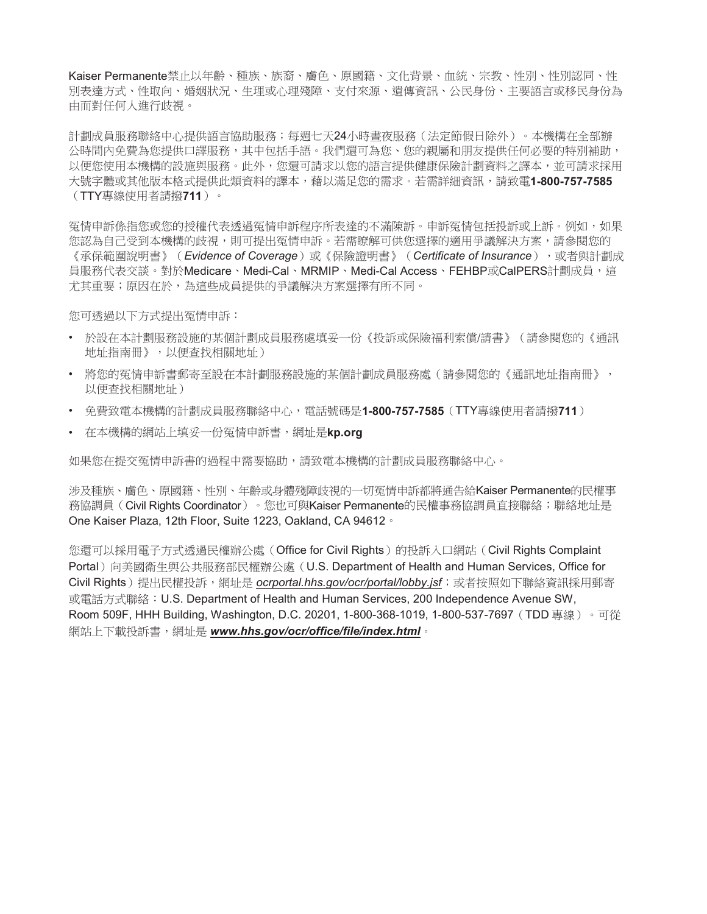Kaiser Permanente禁止以年齡、種族、族裔、膚色、原國籍、文化背景、血統、宗教、性別、性別認同、性別表達方式、性取向、婚姻狀況、生理或心理殘障、支付來源、遺傳資訊、公民身份、主要語言或移民身份為由而對任何人進行歧視。

計劃成員服務聯絡中心提供語言協助服務；每週七天24小時晝夜服務（法定節假日除外）。本機構在全部辦公時間內免費為您提供口譯服務，其中包括手語。我們還可為您、您的親屬和朋友提供任何必要的特別補助，以便您使用本機構的設施與服務。此外，您還可請求以您的語言提供健康保險計劃資料之譯本，並可請求採用大號字體或其他版本格式提供此類資料的譯本，藉以滿足您的需求。若需詳細資訊，請致電**1-800-757-7585**（TTY專線使用者請撥**711**）。

冤情申訴係指您或您的授權代表透過冤情申訴程序所表達的不滿陳訴。申訴冤情包括投訴或上訴。例如，如果您認為自己受到本機構的歧視，則可提出冤情申訴。若需瞭解可供您選擇的適用爭議解決方案，請參閱您的《承保範圍說明書》（*Evidence of Coverage*）或《保險證明書》（*Certificate of Insurance*），或者與計劃成員服務代表交談。對於Medicare、Medi-Cal、MRMIP、Medi-Cal Access、FEHBP或CalPERS計劃成員，這尤其重要；原因在於，為這些成員提供的爭議解決方案選擇有所不同。

您可透過以下方式提出冤情申訴：

- 於設在本計劃服務設施的某個計劃成員服務處填妥一份《投訴或保險福利索償/請書》（請參閱您的《通訊地址指南冊》，以便查找相關地址）
- 將您的冤情申訴書郵寄至設在本計劃服務設施的某個計劃成員服務處（請參閱您的《通訊地址指南冊》，以便查找相關地址）
- 免費致電本機構的計劃成員服務聯絡中心，電話號碼是**1-800-757-7585**（TTY專線使用者請撥**711**）
- 在本機構的網站上填妥一份冤情申訴書，網址是**kp.org**

如果您在提交冤情申訴書的過程中需要協助，請致電本機構的計劃成員服務聯絡中心。

涉及種族、膚色、原國籍、性別、年齡或身體殘障歧視的一切冤情申訴都將通告給Kaiser Permanente的民權事務協調員（Civil Rights Coordinator）。您也可與Kaiser Permanente的民權事務協調員直接聯絡；聯絡地址是One Kaiser Plaza, 12th Floor, Suite 1223, Oakland, CA 94612。

您還可以採用電子方式透過民權辦公處（Office for Civil Rights）的投訴入口網站（Civil Rights Complaint Portal）向美國衛生與公共服務部民權辦公處（U.S. Department of Health and Human Services, Office for Civil Rights）提出民權投訴，網址是 *ocrportal.hhs.gov/ocr/portal/lobby.jsf*；或者按照如下聯絡資訊採用郵寄或電話方式聯絡：U.S. Department of Health and Human Services, 200 Independence Avenue SW, Room 509F, HHH Building, Washington, D.C. 20201, 1-800-368-1019, 1-800-537-7697（TDD 專線）。可從網站上下載投訴書，網址是 ***www.hhs.gov/ocr/office/file/index.html***。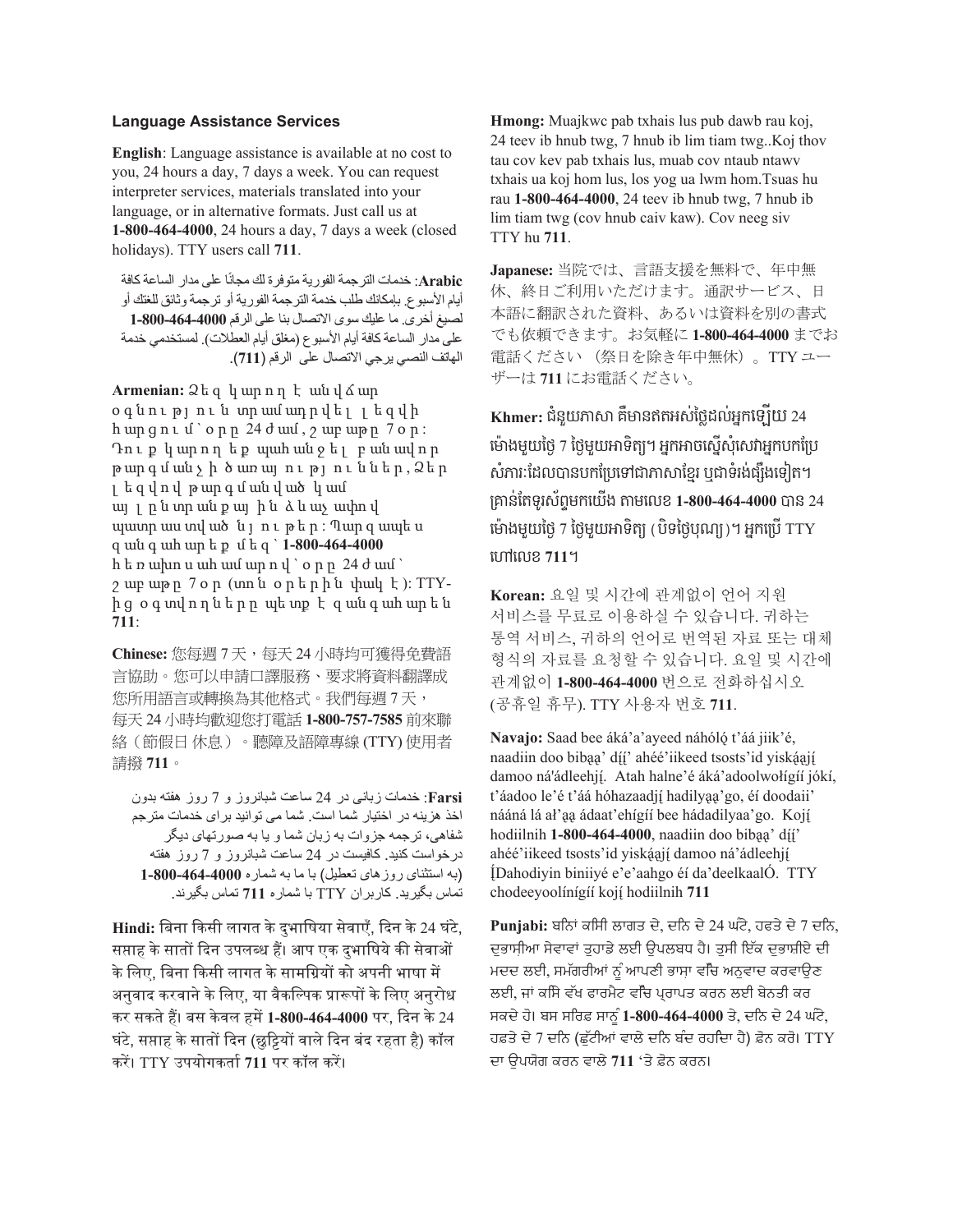### Language Assistance Services

**English**: Language assistance is available at no cost to you, 24 hours a day, 7 days a week. You can request interpreter services, materials translated into your language, or in alternative formats. Just call us at **1-800-464-4000**, 24 hours a day, 7 days a week (closed holidays). TTY users call **711**.

**Arabic**: خدمات الترجمة الفورية متوفرة لك مجانًا على مدار الساعة كافة أيام الأسبوع. بإمكانك طلب خدمة الترجمة الفورية أو ترجمة وثائق للغتك أو لصيغ أخرى. ما عليك سوى الاتصال بنا على الرقم **1-800-464-4000** على مدار الساعة كافة أيام الأسبوع (مغلق أيام العطلات). لمستخدمي خدمة الهاتف النصي يرجي الاتصال على الرقم (**711**).

**Armenian:** Ձեզ կարող է անվճար օգնություն տրամադրվել լեզվի հարցում՝ օրը 24 ժամ, շաբաթը 7 օր: Դուք կարող եք պահանջել բանավոր թարգմանչի ծառայություններ, Ձեր լեզվով թարգմանված կամ այլընտրանքային ձևաչափով պատրաստված նյութեր: Պարզապես զանգահարեք մեզ՝ **1-800-464-4000** հեռախոսահամարով՝ օրը 24 ժամ՝ շաբաթը 7 օր (տոն օրերին փակ է): TTY-ից օգտվողները պետք է զանգահարեն **711**:

**Chinese:** 您每週 7 天，每天 24 小時均可獲得免費語言協助。您可以申請口譯服務、要求將資料翻譯成您所用語言或轉換為其他格式。我們每週 7 天，每天 24 小時均歡迎您打電話 **1-800-757-7585** 前來聯絡（節假日休息）。聽障及語障專線 (TTY) 使用者請撥 **711**。

**Farsi**: خدمات زبانی در 24 ساعت شبانروز و 7 روز هفته بدون اخذ هزینه در اختیار شما است. شما می توانید برای خدمات مترجم شفاهی، ترجمه جزوات به زبان شما و یا به صورتهای دیگر درخواست کنید. کافیست در 24 ساعت شبانروز و 7 روز هفته (به استثنای روزهای تعطیل) با ما به شماره **1-800-464-4000** تماس بگیرید. کاربران TTY با شماره **711** تماس بگیرند.

**Hindi:** बिना किसी लागत के दुभाषिया सेवाएँ, दिन के 24 घंटे, सप्ताह के सातों दिन उपलब्ध हैं। आप एक दुभाषिये की सेवाओं के लिए, बिना किसी लागत के सामग्रियों को अपनी भाषा में अनुवाद करवाने के लिए, या वैकल्पिक प्रारूपों के लिए अनुरोध कर सकते हैं। बस केवल हमें **1-800-464-4000** पर, दिन के 24 घंटे, सप्ताह के सातों दिन (छुट्टियों वाले दिन बंद रहता है) कॉल करें। TTY उपयोगकर्ता **711** पर कॉल करें।

**Hmong:** Muajkwc pab txhais lus pub dawb rau koj, 24 teev ib hnub twg, 7 hnub ib lim tiam twg..Koj thov tau cov kev pab txhais lus, muab cov ntaub ntawv txhais ua koj hom lus, los yog ua lwm hom.Tsuas hu rau **1-800-464-4000**, 24 teev ib hnub twg, 7 hnub ib lim tiam twg (cov hnub caiv kaw). Cov neeg siv TTY hu **711**.

**Japanese:** 当院では、言語支援を無料で、年中無休、終日ご利用いただけます。通訳サービス、日本語に翻訳された資料、あるいは資料を別の書式でも依頼できます。お気軽に **1-800-464-4000** までお電話ください（祭日を除き年中無休）。TTY ユーザーは **711** にお電話ください。

**Khmer:** ជំនួយភាសា គឺមានឥតអស់ថ្លៃដល់អ្នកឡើយ 24 ម៉ោងមួយថ្ងៃ 7 ថ្ងៃមួយអាទិត្យ។ អ្នកអាចស្នើសុំសេវាអ្នកបកប្រែ សំភារៈដែលបានបកប្រែទៅជាភាសាខ្មែរ ឬជាទំរង់ផ្សេងទៀត។ គ្រាន់តែទូរស័ព្ទមកយើង តាមលេខ **1-800-464-4000** បាន 24 ម៉ោងមួយថ្ងៃ 7 ថ្ងៃមួយអាទិត្យ (បិទថ្ងៃបុណ្យ)។ អ្នកប្រើ TTY ហៅលេខ **711**។

**Korean:** 요일 및 시간에 관계없이 언어 지원 서비스를 무료로 이용하실 수 있습니다. 귀하는 통역 서비스, 귀하의 언어로 번역된 자료 또는 대체 형식의 자료를 요청할 수 있습니다. 요일 및 시간에 관계없이 **1-800-464-4000** 번으로 전화하십시오 (공휴일 휴무). TTY 사용자 번호 **711**.

**Navajo:** Saad bee áká'a'ayeed náhóló t'áá jiik'é, naadiin doo bibąą' díí' ahéé'iikeed tsosts'id yiskáąjí damoo ná'ádleehjí. Atah halne'é áká'adoolwołígíí jókí, t'áadoo le'é t'áá hóhazaadjí hadilyąą'go, éí doodaii' náánálá ał'ąą ádaat'ehígíí bee hádadilyaa'go. Kojí hodiilnih **1-800-464-4000**, naadiin doo bibąą' díí' ahéé'iikeed tsosts'id yiskáąjí damoo ná'ádleehjí [Dahodiyin biniiyé e'e'aahgo éí da'deelkaalÓ. TTY chodeeyoolínígíí kojí hodiilnih **711**

**Punjabi:** ਬਿਨਾਂ ਕਿਸੀ ਲਾਗਤ ਦੇ, ਦਨਿ ਦੇ 24 ਘੰਟੇ, ਹਫਤੇ ਦੇ 7 ਦਨਿ, ਦੁਭਾਸ਼ੀਆ ਸੇਵਾਵਾਂ ਤੁਹਾਡੇ ਲਈ ਉਪਲਬਧ ਹੈ। ਤੁਸੀ ਇੱਕ ਦੁਭਾਸ਼ੀਏ ਦੀ ਮਦਦ ਲਈ, ਸਮੱਗਰੀਆਂ ਨੂੰ ਆਪਣੀ ਭਾਸ਼ਾ ਵਿੱਚ ਅਨੁਵਾਦ ਕਰਵਾਉਣ ਲਈ, ਜਾਂ ਕਸਿ ਵੱਖ ਫਾਰਮੈਟ ਵਿੱਚ ਪ੍ਰਾਪਤ ਕਰਨ ਲਈ ਬੇਨਤੀ ਕਰ ਸਕਦੇ ਹੋ। ਬਸ ਸਰਿਫ ਸਾਨੂੰ **1-800-464-4000** ਤੇ, ਦਨਿ ਦੇ 24 ਘੰਟੇ, ਹਫਤੇ ਦੇ 7 ਦਨਿ (ਛੁੱਟੀਆਂ ਵਾਲੇ ਦਨਿ ਬੰਦ ਰਹਦਿਾ ਹੈ) ਫ਼ੋਨ ਕਰੋ। TTY ਦਾ ਉਪਯੋਗ ਕਰਨ ਵਾਲੇ **711** 'ਤੇ ਫ਼ੋਨ ਕਰਨ।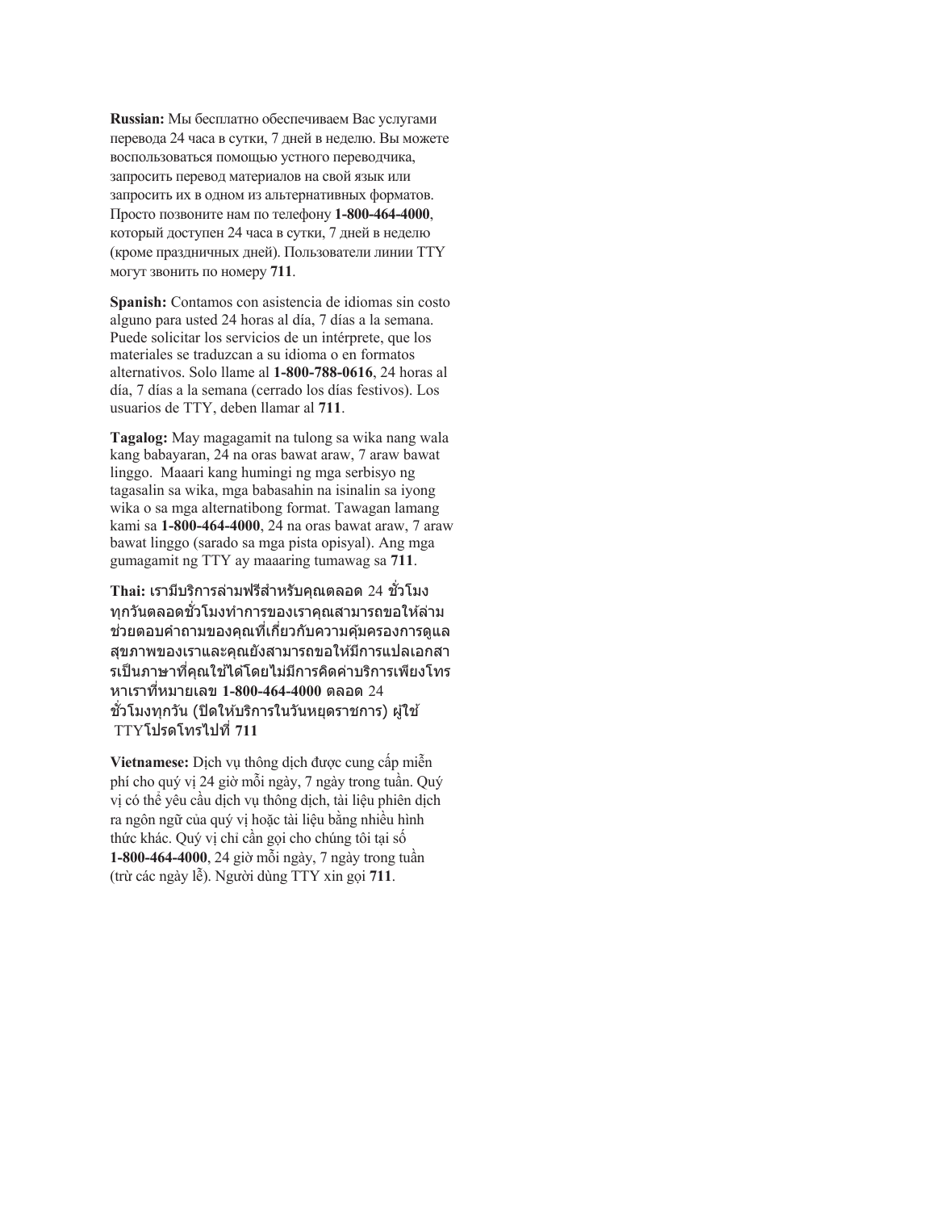**Russian:** Мы бесплатно обеспечиваем Вас услугами перевода 24 часа в сутки, 7 дней в неделю. Вы можете воспользоваться помощью устного переводчика, запросить перевод материалов на свой язык или запросить их в одном из альтернативных форматов. Просто позвоните нам по телефону **1-800-464-4000**, который доступен 24 часа в сутки, 7 дней в неделю (кроме праздничных дней). Пользователи линии TTY могут звонить по номеру **711**.

**Spanish:** Contamos con asistencia de idiomas sin costo alguno para usted 24 horas al día, 7 días a la semana. Puede solicitar los servicios de un intérprete, que los materiales se traduzcan a su idioma o en formatos alternativos. Solo llame al **1-800-788-0616**, 24 horas al día, 7 días a la semana (cerrado los días festivos). Los usuarios de TTY, deben llamar al **711**.

**Tagalog:** May magagamit na tulong sa wika nang wala kang babayaran, 24 na oras bawat araw, 7 araw bawat linggo. Maaari kang humingi ng mga serbisyo ng tagasalin sa wika, mga babasahin na isinalin sa iyong wika o sa mga alternatibong format. Tawagan lamang kami sa **1-800-464-4000**, 24 na oras bawat araw, 7 araw bawat linggo (sarado sa mga pista opisyal). Ang mga gumagamit ng TTY ay maaaring tumawag sa **711**.

**Thai:** **เรามีบริการล่ามฟรีสำหรับคุณตลอด 24 ชั่วโมงทุกวันตลอดชั่วโมงทำการของเราคุณสามารถขอให้ล่ามช่วยตอบคำถามของคุณที่เกี่ยวกับความคุ้มครองการดูแลสุขภาพของเราและคุณยังสามารถขอให้มีการแปลเอกสารเป็นภาษาที่คุณใช้ได้โดยไม่มีการคิดค่าบริการเพียงโทรหาเราที่หมายเลข 1-800-464-4000 ตลอด 24 ชั่วโมงทุกวัน (ปิดให้บริการในวันหยุดราชการ) ผู้ใช้ TTYโปรดโทรไปที่ 711**

**Vietnamese:** Dịch vụ thông dịch được cung cấp miễn phí cho quý vị 24 giờ mỗi ngày, 7 ngày trong tuần. Quý vị có thể yêu cầu dịch vụ thông dịch, tài liệu phiên dịch ra ngôn ngữ của quý vị hoặc tài liệu bằng nhiều hình thức khác. Quý vị chỉ cần gọi cho chúng tôi tại số **1-800-464-4000**, 24 giờ mỗi ngày, 7 ngày trong tuần (trừ các ngày lễ). Người dùng TTY xin gọi **711**.